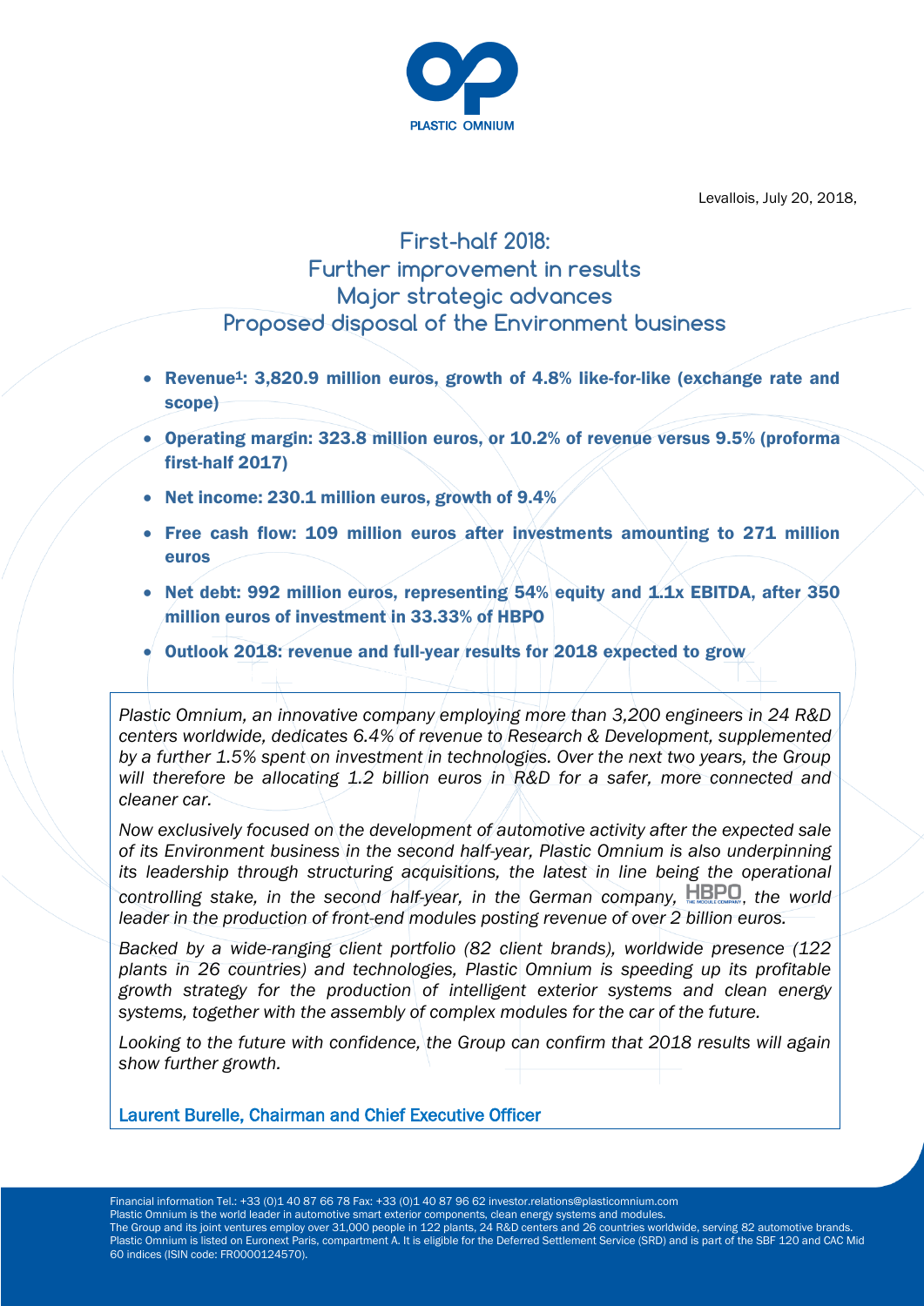Levallois, July 20, 2018,

# First-half 2018: Further improvement in results Major strategic advances Proposed disposal of the Environment business

- **Revenue[1]: 3,820.9 million euros, growth of 4.8% like-for-like (exchange rate and scope)**
- **Operating margin: 323.8 million euros, or 10.2% of revenue versus 9.5% (proforma first-half 2017)**
- **Net income: 230.1 million euros, growth of 9.4%**
- **Free cash flow: 109 million euros after investments amounting to 271 million euros**
- **Net debt: 992 million euros, representing 54% equity and 1.1x EBITDA, after 350 million euros of investment in 33.33% of HBPO**
- **Outlook 2018: revenue and full-year results for 2018 expected to grow**

*Plastic Omnium, an innovative company employing more than 3,200 engineers in 24 R&D centers worldwide, dedicates 6.4% of revenue to Research & Development, supplemented by a further 1.5% spent on investment in technologies. Over the next two years, the Group will therefore be allocating 1.2 billion euros in R&D for a safer, more connected and cleaner car.*

*Now exclusively focused on the development of automotive activity after the expected sale of its Environment business in the second half-year, Plastic Omnium is also underpinning its leadership through structuring acquisitions, the latest in line being the operational controlling stake, in the second half-year, in the German company, HBPO, the world leader in the production of front-end modules posting revenue of over 2 billion euros.*

*Backed by a wide-ranging client portfolio (82 client brands), worldwide presence (122 plants in 26 countries) and technologies, Plastic Omnium is speeding up its profitable growth strategy for the production of intelligent exterior systems and clean energy systems, together with the assembly of complex modules for the car of the future.*

*Looking to the future with confidence, the Group can confirm that 2018 results will again show further growth.*

Laurent Burelle, Chairman and Chief Executive Officer

Financial information Tel.: +33 (0)1 40 87 66 78 Fax: +33 (0)1 40 87 96 62 investor.relations@plasticomnium.com
Plastic Omnium is the world leader in automotive smart exterior components, clean energy systems and modules.
The Group and its joint ventures employ over 31,000 people in 122 plants, 24 R&D centers and 26 countries worldwide, serving 82 automotive brands.
Plastic Omnium is listed on Euronext Paris, compartment A. It is eligible for the Deferred Settlement Service (SRD) and is part of the SBF 120 and CAC Mid 60 indices (ISIN code: FR0000124570).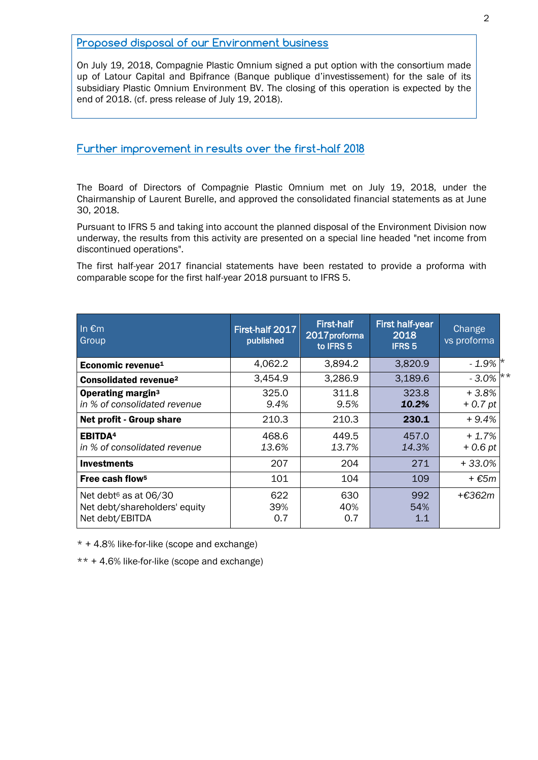## Proposed disposal of our Environment business

On July 19, 2018, Compagnie Plastic Omnium signed a put option with the consortium made up of Latour Capital and Bpifrance (Banque publique d'investissement) for the sale of its subsidiary Plastic Omnium Environment BV. The closing of this operation is expected by the end of 2018. (cf. press release of July 19, 2018).

## Further improvement in results over the first-half 2018

The Board of Directors of Compagnie Plastic Omnium met on July 19, 2018, under the Chairmanship of Laurent Burelle, and approved the consolidated financial statements as at June 30, 2018.

Pursuant to IFRS 5 and taking into account the planned disposal of the Environment Division now underway, the results from this activity are presented on a special line headed "net income from discontinued operations".

The first half-year 2017 financial statements have been restated to provide a proforma with comparable scope for the first half-year 2018 pursuant to IFRS 5.

| In €m<br>Group | First-half 2017 published | First-half 2017proforma to IFRS 5 | First half-year 2018 IFRS 5 | Change vs proforma |
|---|---|---|---|---|
| **Economic revenue[1]** | 4,062.2 | 3,894.2 | 3,820.9 | *- 1.9%* * |
| **Consolidated revenue[2]** | 3,454.9 | 3,286.9 | 3,189.6 | *- 3.0%* ** |
| **Operating margin[3]**<br>*in % of consolidated revenue* | 325.0<br>*9.4%* | 311.8<br>*9.5%* | 323.8<br>***10.2%*** | *+ 3.8%*<br>*+ 0.7 pt* |
| **Net profit - Group share** | 210.3 | 210.3 | **230.1** | *+ 9.4%* |
| **EBITDA[4]**<br>*in % of consolidated revenue* | 468.6<br>*13.6%* | 449.5<br>*13.7%* | 457.0<br>*14.3%* | *+ 1.7%*<br>*+ 0.6 pt* |
| **Investments** | 207 | 204 | 271 | *+ 33.0%* |
| **Free cash flow[5]** | 101 | 104 | 109 | *+ €5m* |
| Net debt[6] as at 06/30<br>Net debt/shareholders' equity<br>Net debt/EBITDA | 622<br>39%<br>0.7 | 630<br>40%<br>0.7 | 992<br>54%<br>1.1 | *+€362m* |

\* + 4.8% like-for-like (scope and exchange)

\*\* + 4.6% like-for-like (scope and exchange)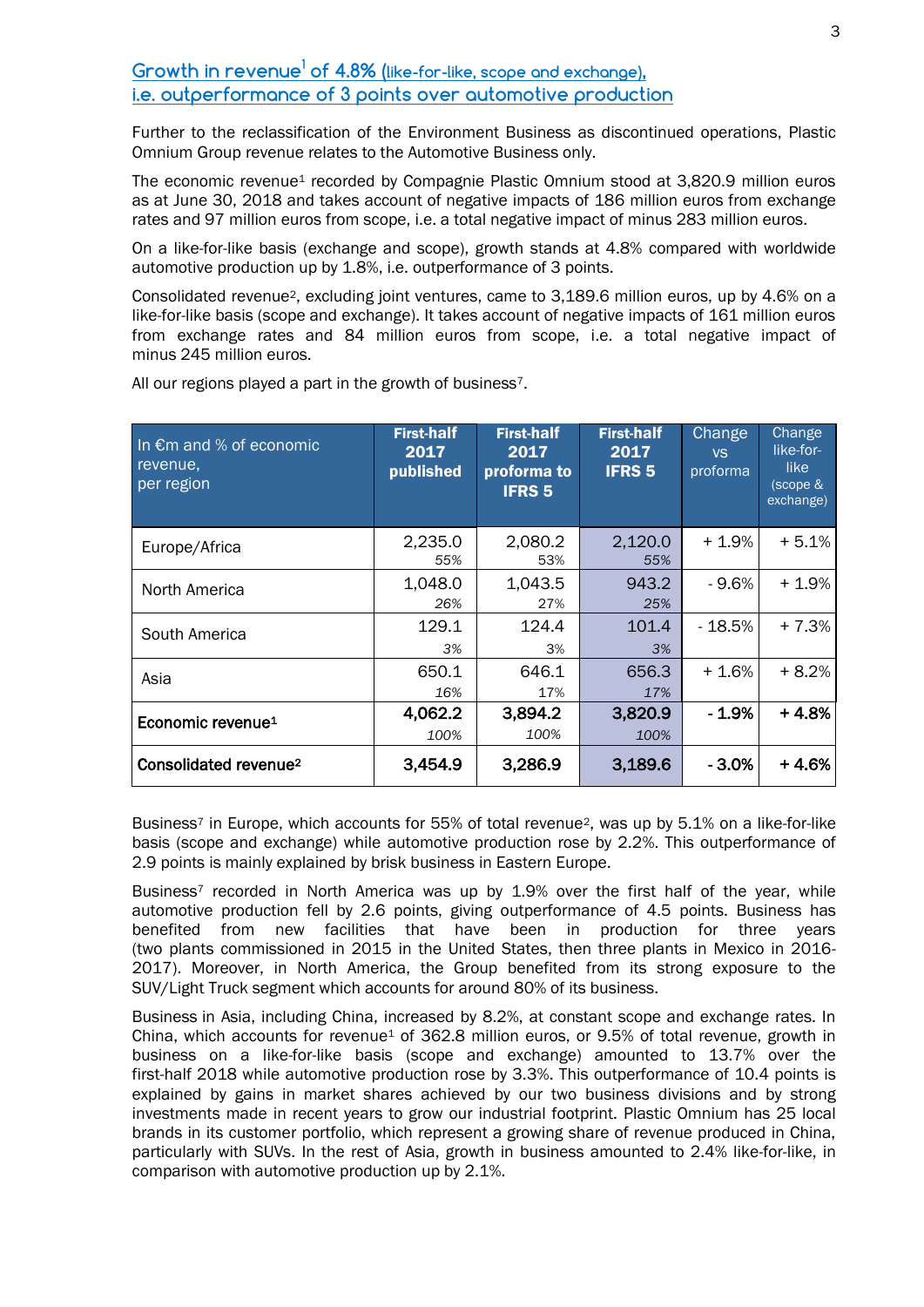## Growth in revenue[1] of 4.8% (like-for-like, scope and exchange), i.e. outperformance of 3 points over automotive production

Further to the reclassification of the Environment Business as discontinued operations, Plastic Omnium Group revenue relates to the Automotive Business only.

The economic revenue[1] recorded by Compagnie Plastic Omnium stood at 3,820.9 million euros as at June 30, 2018 and takes account of negative impacts of 186 million euros from exchange rates and 97 million euros from scope, i.e. a total negative impact of minus 283 million euros.

On a like-for-like basis (exchange and scope), growth stands at 4.8% compared with worldwide automotive production up by 1.8%, i.e. outperformance of 3 points.

Consolidated revenue[2], excluding joint ventures, came to 3,189.6 million euros, up by 4.6% on a like-for-like basis (scope and exchange). It takes account of negative impacts of 161 million euros from exchange rates and 84 million euros from scope, i.e. a total negative impact of minus 245 million euros.

All our regions played a part in the growth of business[7].

| In €m and % of economic revenue, per region | First-half 2017 published | First-half 2017 proforma to IFRS 5 | First-half 2017 IFRS 5 | Change vs proforma | Change like-for-like (scope & exchange) |
|---|---|---|---|---|---|
| Europe/Africa | 2,235.0<br>*55%* | 2,080.2<br>*53%* | 2,120.0<br>*55%* | + 1.9% | + 5.1% |
| North America | 1,048.0<br>*26%* | 1,043.5<br>*27%* | 943.2<br>*25%* | - 9.6% | + 1.9% |
| South America | 129.1<br>*3%* | 124.4<br>*3%* | 101.4<br>*3%* | - 18.5% | + 7.3% |
| Asia | 650.1<br>*16%* | 646.1<br>*17%* | 656.3<br>*17%* | + 1.6% | + 8.2% |
| **Economic revenue[1]** | **4,062.2**<br>*100%* | **3,894.2**<br>*100%* | **3,820.9**<br>*100%* | **- 1.9%** | **+ 4.8%** |
| **Consolidated revenue[2]** | **3,454.9** | **3,286.9** | **3,189.6** | **- 3.0%** | **+ 4.6%** |

Business[7] in Europe, which accounts for 55% of total revenue[2], was up by 5.1% on a like-for-like basis (scope and exchange) while automotive production rose by 2.2%. This outperformance of 2.9 points is mainly explained by brisk business in Eastern Europe.

Business[7] recorded in North America was up by 1.9% over the first half of the year, while automotive production fell by 2.6 points, giving outperformance of 4.5 points. Business has benefited from new facilities that have been in production for three years (two plants commissioned in 2015 in the United States, then three plants in Mexico in 2016-2017). Moreover, in North America, the Group benefited from its strong exposure to the SUV/Light Truck segment which accounts for around 80% of its business.

Business in Asia, including China, increased by 8.2%, at constant scope and exchange rates. In China, which accounts for revenue[1] of 362.8 million euros, or 9.5% of total revenue, growth in business on a like-for-like basis (scope and exchange) amounted to 13.7% over the first-half 2018 while automotive production rose by 3.3%. This outperformance of 10.4 points is explained by gains in market shares achieved by our two business divisions and by strong investments made in recent years to grow our industrial footprint. Plastic Omnium has 25 local brands in its customer portfolio, which represent a growing share of revenue produced in China, particularly with SUVs. In the rest of Asia, growth in business amounted to 2.4% like-for-like, in comparison with automotive production up by 2.1%.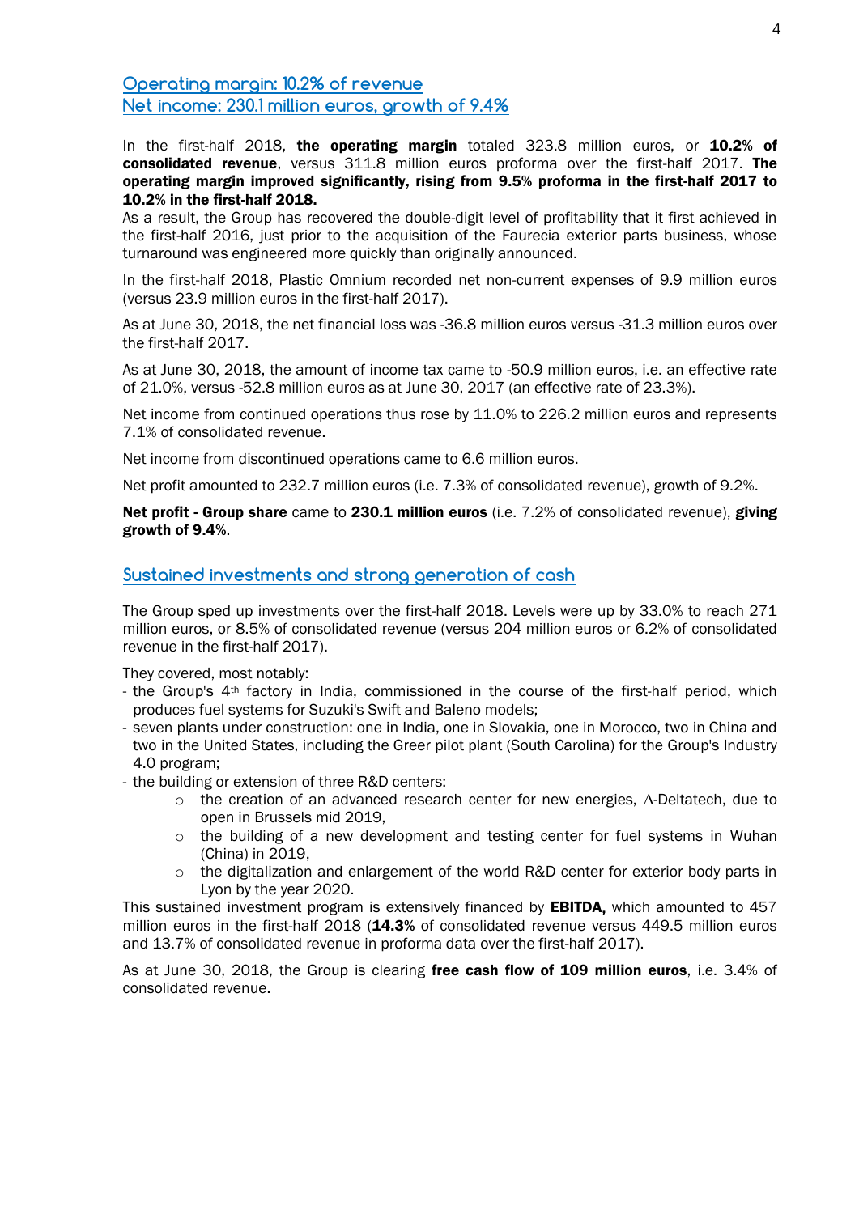## Operating margin: 10.2% of revenue
## Net income: 230.1 million euros, growth of 9.4%

In the first-half 2018, **the operating margin** totaled 323.8 million euros, or **10.2% of consolidated revenue**, versus 311.8 million euros proforma over the first-half 2017. **The operating margin improved significantly, rising from 9.5% proforma in the first-half 2017 to 10.2% in the first-half 2018.**
As a result, the Group has recovered the double-digit level of profitability that it first achieved in the first-half 2016, just prior to the acquisition of the Faurecia exterior parts business, whose turnaround was engineered more quickly than originally announced.

In the first-half 2018, Plastic Omnium recorded net non-current expenses of 9.9 million euros (versus 23.9 million euros in the first-half 2017).

As at June 30, 2018, the net financial loss was -36.8 million euros versus -31.3 million euros over the first-half 2017.

As at June 30, 2018, the amount of income tax came to -50.9 million euros, i.e. an effective rate of 21.0%, versus -52.8 million euros as at June 30, 2017 (an effective rate of 23.3%).

Net income from continued operations thus rose by 11.0% to 226.2 million euros and represents 7.1% of consolidated revenue.

Net income from discontinued operations came to 6.6 million euros.

Net profit amounted to 232.7 million euros (i.e. 7.3% of consolidated revenue), growth of 9.2%.

**Net profit - Group share** came to **230.1 million euros** (i.e. 7.2% of consolidated revenue), **giving growth of 9.4%**.

## Sustained investments and strong generation of cash

The Group sped up investments over the first-half 2018. Levels were up by 33.0% to reach 271 million euros, or 8.5% of consolidated revenue (versus 204 million euros or 6.2% of consolidated revenue in the first-half 2017).

They covered, most notably:
- the Group's 4th factory in India, commissioned in the course of the first-half period, which produces fuel systems for Suzuki's Swift and Baleno models;
- seven plants under construction: one in India, one in Slovakia, one in Morocco, two in China and two in the United States, including the Greer pilot plant (South Carolina) for the Group's Industry 4.0 program;
- the building or extension of three R&D centers:
  - the creation of an advanced research center for new energies, Δ-Deltatech, due to open in Brussels mid 2019,
  - the building of a new development and testing center for fuel systems in Wuhan (China) in 2019,
  - the digitalization and enlargement of the world R&D center for exterior body parts in Lyon by the year 2020.

This sustained investment program is extensively financed by **EBITDA,** which amounted to 457 million euros in the first-half 2018 (**14.3%** of consolidated revenue versus 449.5 million euros and 13.7% of consolidated revenue in proforma data over the first-half 2017).

As at June 30, 2018, the Group is clearing **free cash flow of 109 million euros**, i.e. 3.4% of consolidated revenue.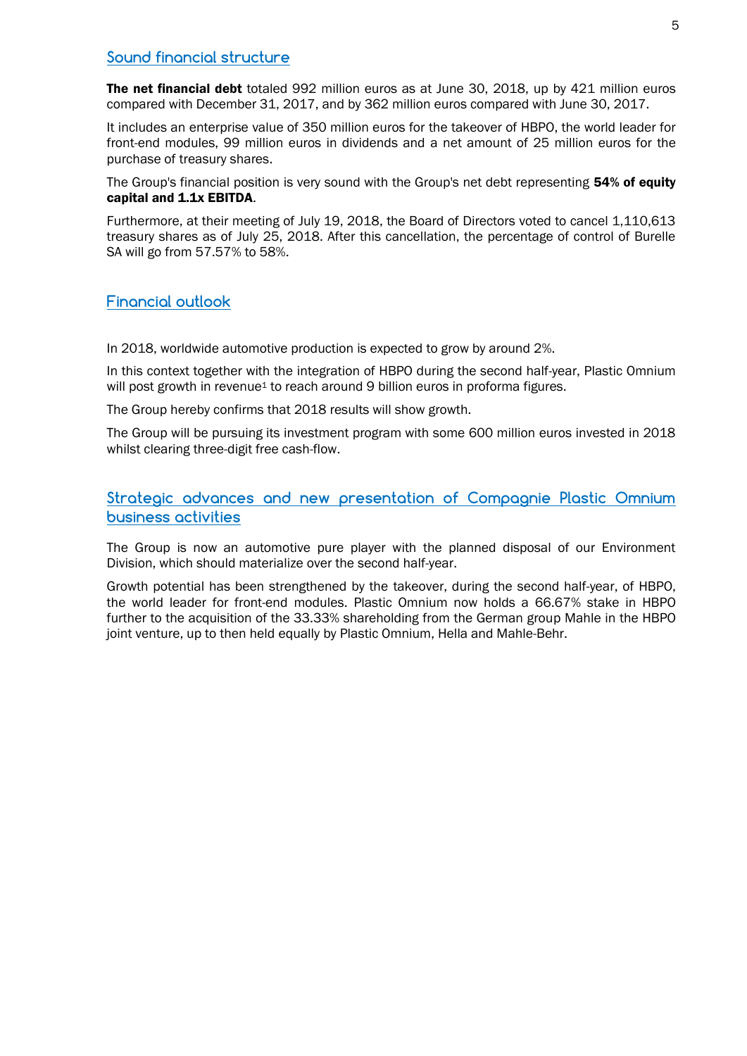## Sound financial structure

**The net financial debt** totaled 992 million euros as at June 30, 2018, up by 421 million euros compared with December 31, 2017, and by 362 million euros compared with June 30, 2017.

It includes an enterprise value of 350 million euros for the takeover of HBPO, the world leader for front-end modules, 99 million euros in dividends and a net amount of 25 million euros for the purchase of treasury shares.

The Group's financial position is very sound with the Group's net debt representing **54% of equity capital and 1.1x EBITDA**.

Furthermore, at their meeting of July 19, 2018, the Board of Directors voted to cancel 1,110,613 treasury shares as of July 25, 2018. After this cancellation, the percentage of control of Burelle SA will go from 57.57% to 58%.

## Financial outlook

In 2018, worldwide automotive production is expected to grow by around 2%.

In this context together with the integration of HBPO during the second half-year, Plastic Omnium will post growth in revenue[1] to reach around 9 billion euros in proforma figures.

The Group hereby confirms that 2018 results will show growth.

The Group will be pursuing its investment program with some 600 million euros invested in 2018 whilst clearing three-digit free cash-flow.

## Strategic advances and new presentation of Compagnie Plastic Omnium business activities

The Group is now an automotive pure player with the planned disposal of our Environment Division, which should materialize over the second half-year.

Growth potential has been strengthened by the takeover, during the second half-year, of HBPO, the world leader for front-end modules. Plastic Omnium now holds a 66.67% stake in HBPO further to the acquisition of the 33.33% shareholding from the German group Mahle in the HBPO joint venture, up to then held equally by Plastic Omnium, Hella and Mahle-Behr.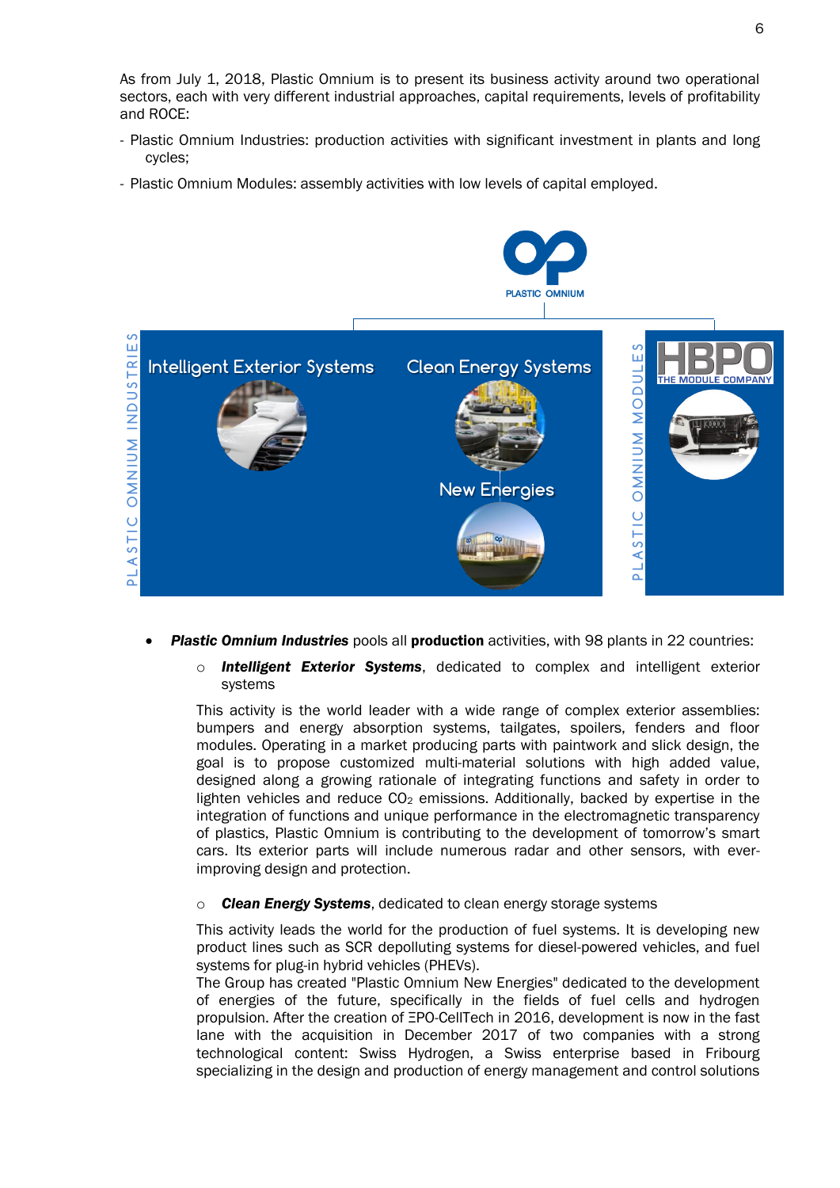As from July 1, 2018, Plastic Omnium is to present its business activity around two operational sectors, each with very different industrial approaches, capital requirements, levels of profitability and ROCE:

- Plastic Omnium Industries: production activities with significant investment in plants and long cycles;
- Plastic Omnium Modules: assembly activities with low levels of capital employed.

- ***Plastic Omnium Industries*** pools all **production** activities, with 98 plants in 22 countries:
    - ***Intelligent Exterior Systems***, dedicated to complex and intelligent exterior systems

    This activity is the world leader with a wide range of complex exterior assemblies: bumpers and energy absorption systems, tailgates, spoilers, fenders and floor modules. Operating in a market producing parts with paintwork and slick design, the goal is to propose customized multi-material solutions with high added value, designed along a growing rationale of integrating functions and safety in order to lighten vehicles and reduce $CO_2$ emissions. Additionally, backed by expertise in the integration of functions and unique performance in the electromagnetic transparency of plastics, Plastic Omnium is contributing to the development of tomorrow's smart cars. Its exterior parts will include numerous radar and other sensors, with ever-improving design and protection.

    - ***Clean Energy Systems***, dedicated to clean energy storage systems

    This activity leads the world for the production of fuel systems. It is developing new product lines such as SCR depolluting systems for diesel-powered vehicles, and fuel systems for plug-in hybrid vehicles (PHEVs).
    The Group has created "Plastic Omnium New Energies" dedicated to the development of energies of the future, specifically in the fields of fuel cells and hydrogen propulsion. After the creation of ΞPO-CellTech in 2016, development is now in the fast lane with the acquisition in December 2017 of two companies with a strong technological content: Swiss Hydrogen, a Swiss enterprise based in Fribourg specializing in the design and production of energy management and control solutions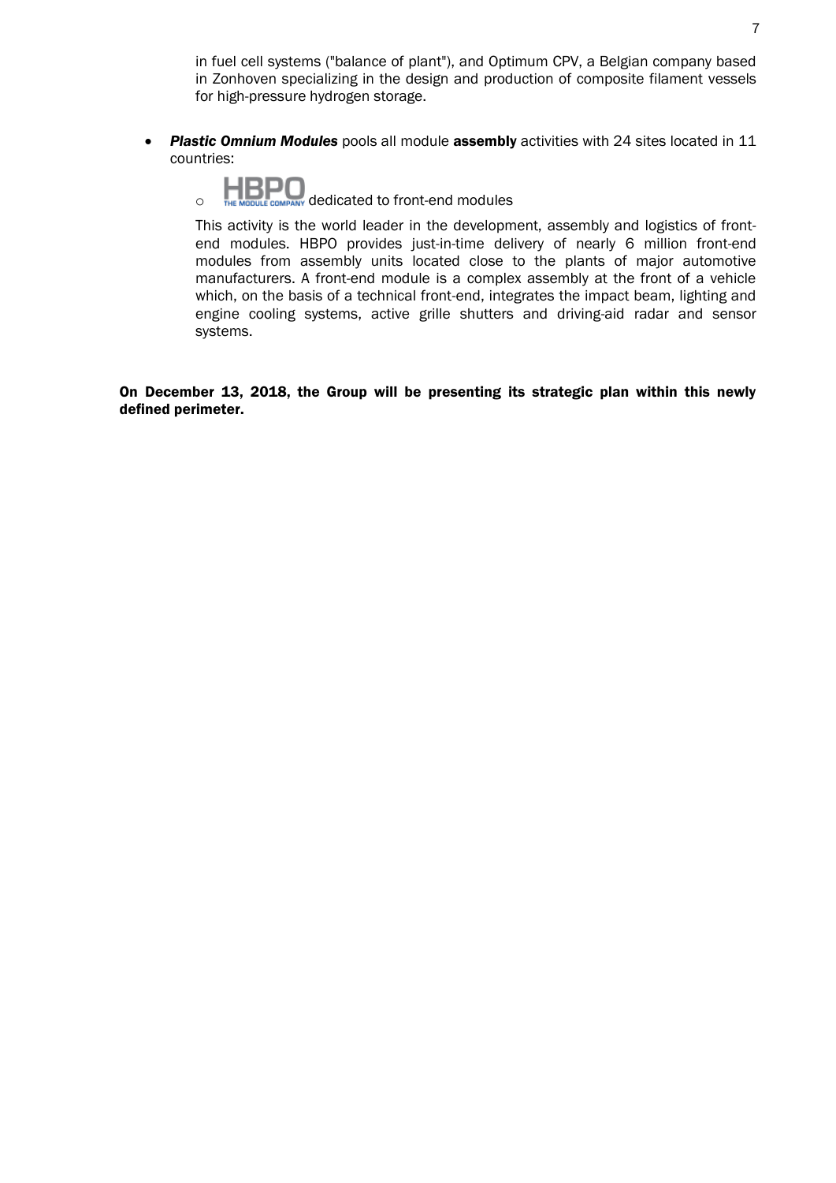in fuel cell systems ("balance of plant"), and Optimum CPV, a Belgian company based in Zonhoven specializing in the design and production of composite filament vessels for high-pressure hydrogen storage.

- ***Plastic Omnium Modules*** pools all module **assembly** activities with 24 sites located in 11 countries:

  - HBPO THE MODULE COMPANY dedicated to front-end modules

    This activity is the world leader in the development, assembly and logistics of front-end modules. HBPO provides just-in-time delivery of nearly 6 million front-end modules from assembly units located close to the plants of major automotive manufacturers. A front-end module is a complex assembly at the front of a vehicle which, on the basis of a technical front-end, integrates the impact beam, lighting and engine cooling systems, active grille shutters and driving-aid radar and sensor systems.

**On December 13, 2018, the Group will be presenting its strategic plan within this newly defined perimeter.**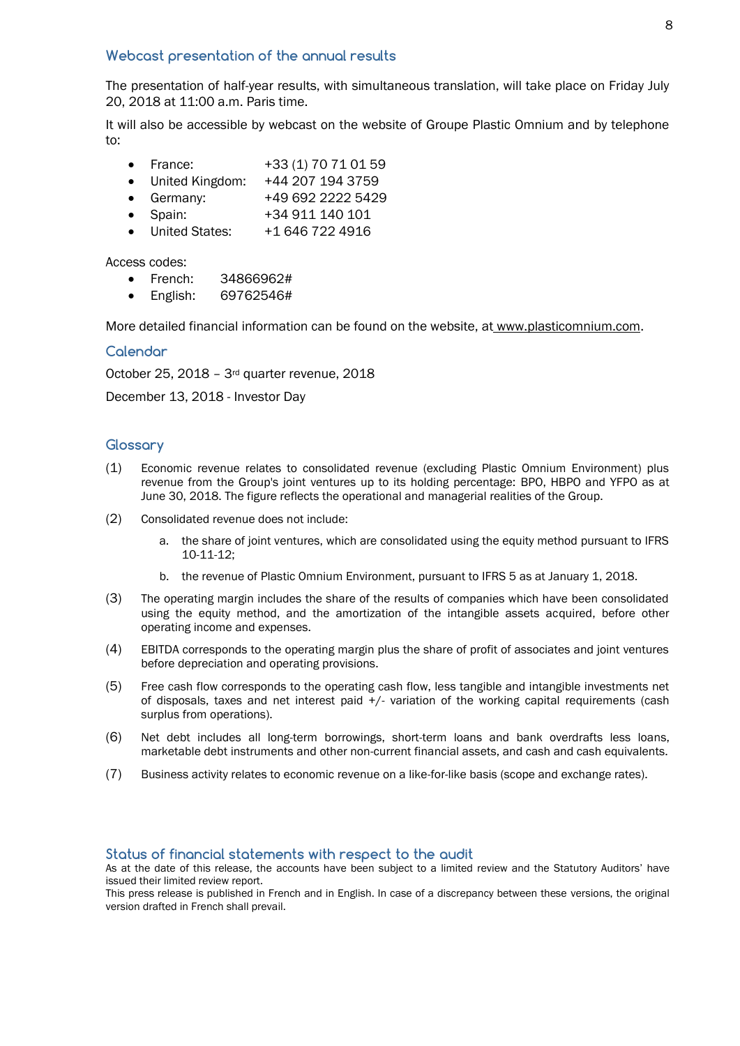## Webcast presentation of the annual results

The presentation of half-year results, with simultaneous translation, will take place on Friday July 20, 2018 at 11:00 a.m. Paris time.

It will also be accessible by webcast on the website of Groupe Plastic Omnium and by telephone to:

- France: +33 (1) 70 71 01 59
- United Kingdom: +44 207 194 3759
- Germany: +49 692 2222 5429
- Spain: +34 911 140 101
- United States: +1 646 722 4916

Access codes:

- French: 34866962#
- English: 69762546#

More detailed financial information can be found on the website, at www.plasticomnium.com.

## Calendar

October 25, 2018 – 3rd quarter revenue, 2018

December 13, 2018 - Investor Day

## Glossary

(1) Economic revenue relates to consolidated revenue (excluding Plastic Omnium Environment) plus revenue from the Group's joint ventures up to its holding percentage: BPO, HBPO and YFPO as at June 30, 2018. The figure reflects the operational and managerial realities of the Group.

(2) Consolidated revenue does not include:

   a. the share of joint ventures, which are consolidated using the equity method pursuant to IFRS 10-11-12;

   b. the revenue of Plastic Omnium Environment, pursuant to IFRS 5 as at January 1, 2018.

(3) The operating margin includes the share of the results of companies which have been consolidated using the equity method, and the amortization of the intangible assets acquired, before other operating income and expenses.

(4) EBITDA corresponds to the operating margin plus the share of profit of associates and joint ventures before depreciation and operating provisions.

(5) Free cash flow corresponds to the operating cash flow, less tangible and intangible investments net of disposals, taxes and net interest paid +/- variation of the working capital requirements (cash surplus from operations).

(6) Net debt includes all long-term borrowings, short-term loans and bank overdrafts less loans, marketable debt instruments and other non-current financial assets, and cash and cash equivalents.

(7) Business activity relates to economic revenue on a like-for-like basis (scope and exchange rates).

## Status of financial statements with respect to the audit

As at the date of this release, the accounts have been subject to a limited review and the Statutory Auditors' have issued their limited review report.

This press release is published in French and in English. In case of a discrepancy between these versions, the original version drafted in French shall prevail.